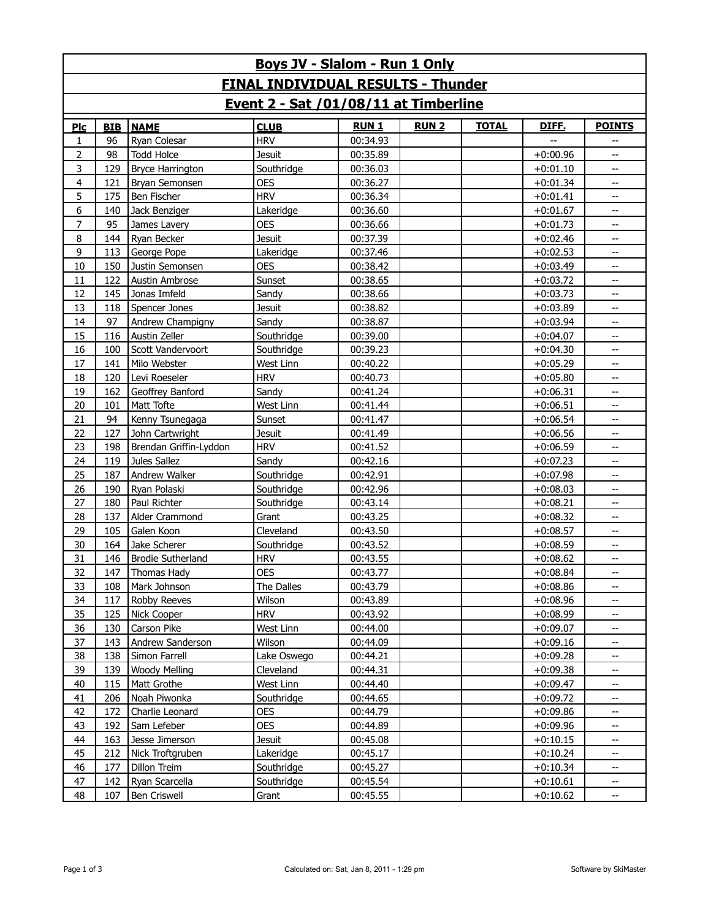# Boys JV - Slalom - Run 1 Only

## FINAL INDIVIDUAL RESULTS - Thunder

## Event 2 - Sat /01/08/11 at Timberline

| Plc | BIB | NAME | CLUB | RUN 1 | RUN 2 | TOTAL | DIFF. | POINTS |
|---|---|---|---|---|---|---|---|---|
| 1 | 96 | Ryan Colesar | HRV | 00:34.93 | | | -- | -- |
| 2 | 98 | Todd Holce | Jesuit | 00:35.89 | | | +0:00.96 | -- |
| 3 | 129 | Bryce Harrington | Southridge | 00:36.03 | | | +0:01.10 | -- |
| 4 | 121 | Bryan Semonsen | OES | 00:36.27 | | | +0:01.34 | -- |
| 5 | 175 | Ben Fischer | HRV | 00:36.34 | | | +0:01.41 | -- |
| 6 | 140 | Jack Benziger | Lakeridge | 00:36.60 | | | +0:01.67 | -- |
| 7 | 95 | James Lavery | OES | 00:36.66 | | | +0:01.73 | -- |
| 8 | 144 | Ryan Becker | Jesuit | 00:37.39 | | | +0:02.46 | -- |
| 9 | 113 | George Pope | Lakeridge | 00:37.46 | | | +0:02.53 | -- |
| 10 | 150 | Justin Semonsen | OES | 00:38.42 | | | +0:03.49 | -- |
| 11 | 122 | Austin Ambrose | Sunset | 00:38.65 | | | +0:03.72 | -- |
| 12 | 145 | Jonas Imfeld | Sandy | 00:38.66 | | | +0:03.73 | -- |
| 13 | 118 | Spencer Jones | Jesuit | 00:38.82 | | | +0:03.89 | -- |
| 14 | 97 | Andrew Champigny | Sandy | 00:38.87 | | | +0:03.94 | -- |
| 15 | 116 | Austin Zeller | Southridge | 00:39.00 | | | +0:04.07 | -- |
| 16 | 100 | Scott Vandervoort | Southridge | 00:39.23 | | | +0:04.30 | -- |
| 17 | 141 | Milo Webster | West Linn | 00:40.22 | | | +0:05.29 | -- |
| 18 | 120 | Levi Roeseler | HRV | 00:40.73 | | | +0:05.80 | -- |
| 19 | 162 | Geoffrey Banford | Sandy | 00:41.24 | | | +0:06.31 | -- |
| 20 | 101 | Matt Tofte | West Linn | 00:41.44 | | | +0:06.51 | -- |
| 21 | 94 | Kenny Tsunegaga | Sunset | 00:41.47 | | | +0:06.54 | -- |
| 22 | 127 | John Cartwright | Jesuit | 00:41.49 | | | +0:06.56 | -- |
| 23 | 198 | Brendan Griffin-Lyddon | HRV | 00:41.52 | | | +0:06.59 | -- |
| 24 | 119 | Jules Sallez | Sandy | 00:42.16 | | | +0:07.23 | -- |
| 25 | 187 | Andrew Walker | Southridge | 00:42.91 | | | +0:07.98 | -- |
| 26 | 190 | Ryan Polaski | Southridge | 00:42.96 | | | +0:08.03 | -- |
| 27 | 180 | Paul Richter | Southridge | 00:43.14 | | | +0:08.21 | -- |
| 28 | 137 | Alder Crammond | Grant | 00:43.25 | | | +0:08.32 | -- |
| 29 | 105 | Galen Koon | Cleveland | 00:43.50 | | | +0:08.57 | -- |
| 30 | 164 | Jake Scherer | Southridge | 00:43.52 | | | +0:08.59 | -- |
| 31 | 146 | Brodie Sutherland | HRV | 00:43.55 | | | +0:08.62 | -- |
| 32 | 147 | Thomas Hady | OES | 00:43.77 | | | +0:08.84 | -- |
| 33 | 108 | Mark Johnson | The Dalles | 00:43.79 | | | +0:08.86 | -- |
| 34 | 117 | Robby Reeves | Wilson | 00:43.89 | | | +0:08.96 | -- |
| 35 | 125 | Nick Cooper | HRV | 00:43.92 | | | +0:08.99 | -- |
| 36 | 130 | Carson Pike | West Linn | 00:44.00 | | | +0:09.07 | -- |
| 37 | 143 | Andrew Sanderson | Wilson | 00:44.09 | | | +0:09.16 | -- |
| 38 | 138 | Simon Farrell | Lake Oswego | 00:44.21 | | | +0:09.28 | -- |
| 39 | 139 | Woody Melling | Cleveland | 00:44.31 | | | +0:09.38 | -- |
| 40 | 115 | Matt Grothe | West Linn | 00:44.40 | | | +0:09.47 | -- |
| 41 | 206 | Noah Piwonka | Southridge | 00:44.65 | | | +0:09.72 | -- |
| 42 | 172 | Charlie Leonard | OES | 00:44.79 | | | +0:09.86 | -- |
| 43 | 192 | Sam Lefeber | OES | 00:44.89 | | | +0:09.96 | -- |
| 44 | 163 | Jesse Jimerson | Jesuit | 00:45.08 | | | +0:10.15 | -- |
| 45 | 212 | Nick Troftgruben | Lakeridge | 00:45.17 | | | +0:10.24 | -- |
| 46 | 177 | Dillon Treim | Southridge | 00:45.27 | | | +0:10.34 | -- |
| 47 | 142 | Ryan Scarcella | Southridge | 00:45.54 | | | +0:10.61 | -- |
| 48 | 107 | Ben Criswell | Grant | 00:45.55 | | | +0:10.62 | -- |

Calculated on: Sat, Jan 8, 2011 - 1:29 pm

Software by SkiMaster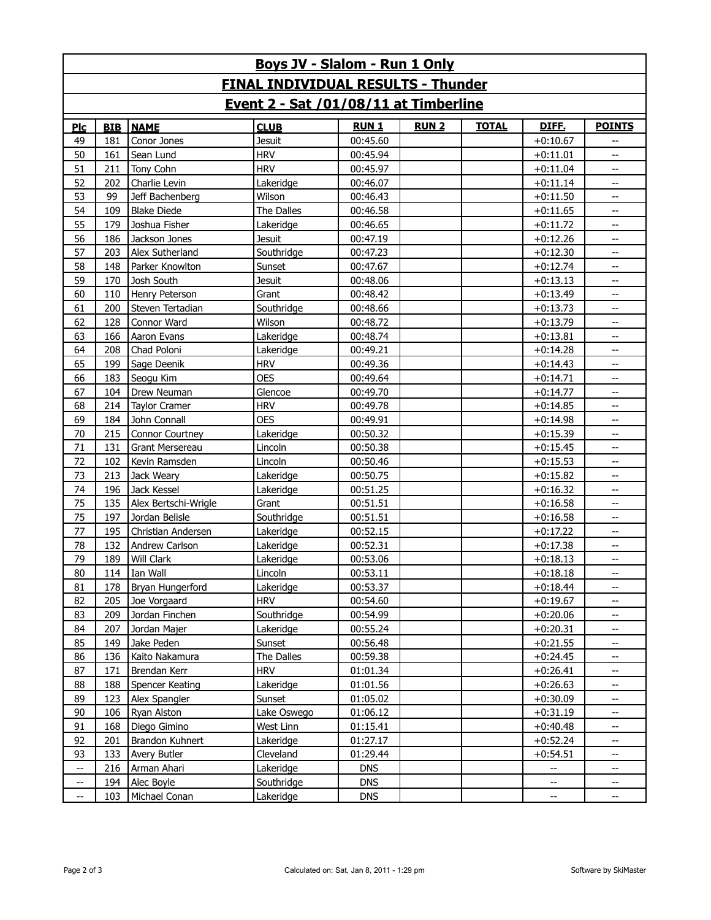# Boys JV - Slalom - Run 1 Only

## FINAL INDIVIDUAL RESULTS - Thunder

## Event 2 - Sat /01/08/11 at Timberline

| Plc | BIB | NAME | CLUB | RUN 1 | RUN 2 | TOTAL | DIFF. | POINTS |
|---|---|---|---|---|---|---|---|---|
| 49 | 181 | Conor Jones | Jesuit | 00:45.60 | | | +0:10.67 | -- |
| 50 | 161 | Sean Lund | HRV | 00:45.94 | | | +0:11.01 | -- |
| 51 | 211 | Tony Cohn | HRV | 00:45.97 | | | +0:11.04 | -- |
| 52 | 202 | Charlie Levin | Lakeridge | 00:46.07 | | | +0:11.14 | -- |
| 53 | 99 | Jeff Bachenberg | Wilson | 00:46.43 | | | +0:11.50 | -- |
| 54 | 109 | Blake Diede | The Dalles | 00:46.58 | | | +0:11.65 | -- |
| 55 | 179 | Joshua Fisher | Lakeridge | 00:46.65 | | | +0:11.72 | -- |
| 56 | 186 | Jackson Jones | Jesuit | 00:47.19 | | | +0:12.26 | -- |
| 57 | 203 | Alex Sutherland | Southridge | 00:47.23 | | | +0:12.30 | -- |
| 58 | 148 | Parker Knowlton | Sunset | 00:47.67 | | | +0:12.74 | -- |
| 59 | 170 | Josh South | Jesuit | 00:48.06 | | | +0:13.13 | -- |
| 60 | 110 | Henry Peterson | Grant | 00:48.42 | | | +0:13.49 | -- |
| 61 | 200 | Steven Tertadian | Southridge | 00:48.66 | | | +0:13.73 | -- |
| 62 | 128 | Connor Ward | Wilson | 00:48.72 | | | +0:13.79 | -- |
| 63 | 166 | Aaron Evans | Lakeridge | 00:48.74 | | | +0:13.81 | -- |
| 64 | 208 | Chad Poloni | Lakeridge | 00:49.21 | | | +0:14.28 | -- |
| 65 | 199 | Sage Deenik | HRV | 00:49.36 | | | +0:14.43 | -- |
| 66 | 183 | Seogu Kim | OES | 00:49.64 | | | +0:14.71 | -- |
| 67 | 104 | Drew Neuman | Glencoe | 00:49.70 | | | +0:14.77 | -- |
| 68 | 214 | Taylor Cramer | HRV | 00:49.78 | | | +0:14.85 | -- |
| 69 | 184 | John Connall | OES | 00:49.91 | | | +0:14.98 | -- |
| 70 | 215 | Connor Courtney | Lakeridge | 00:50.32 | | | +0:15.39 | -- |
| 71 | 131 | Grant Mersereau | Lincoln | 00:50.38 | | | +0:15.45 | -- |
| 72 | 102 | Kevin Ramsden | Lincoln | 00:50.46 | | | +0:15.53 | -- |
| 73 | 213 | Jack Weary | Lakeridge | 00:50.75 | | | +0:15.82 | -- |
| 74 | 196 | Jack Kessel | Lakeridge | 00:51.25 | | | +0:16.32 | -- |
| 75 | 135 | Alex Bertschi-Wrigle | Grant | 00:51.51 | | | +0:16.58 | -- |
| 75 | 197 | Jordan Belisle | Southridge | 00:51.51 | | | +0:16.58 | -- |
| 77 | 195 | Christian Andersen | Lakeridge | 00:52.15 | | | +0:17.22 | -- |
| 78 | 132 | Andrew Carlson | Lakeridge | 00:52.31 | | | +0:17.38 | -- |
| 79 | 189 | Will Clark | Lakeridge | 00:53.06 | | | +0:18.13 | -- |
| 80 | 114 | Ian Wall | Lincoln | 00:53.11 | | | +0:18.18 | -- |
| 81 | 178 | Bryan Hungerford | Lakeridge | 00:53.37 | | | +0:18.44 | -- |
| 82 | 205 | Joe Vorgaard | HRV | 00:54.60 | | | +0:19.67 | -- |
| 83 | 209 | Jordan Finchen | Southridge | 00:54.99 | | | +0:20.06 | -- |
| 84 | 207 | Jordan Majer | Lakeridge | 00:55.24 | | | +0:20.31 | -- |
| 85 | 149 | Jake Peden | Sunset | 00:56.48 | | | +0:21.55 | -- |
| 86 | 136 | Kaito Nakamura | The Dalles | 00:59.38 | | | +0:24.45 | -- |
| 87 | 171 | Brendan Kerr | HRV | 01:01.34 | | | +0:26.41 | -- |
| 88 | 188 | Spencer Keating | Lakeridge | 01:01.56 | | | +0:26.63 | -- |
| 89 | 123 | Alex Spangler | Sunset | 01:05.02 | | | +0:30.09 | -- |
| 90 | 106 | Ryan Alston | Lake Oswego | 01:06.12 | | | +0:31.19 | -- |
| 91 | 168 | Diego Gimino | West Linn | 01:15.41 | | | +0:40.48 | -- |
| 92 | 201 | Brandon Kuhnert | Lakeridge | 01:27.17 | | | +0:52.24 | -- |
| 93 | 133 | Avery Butler | Cleveland | 01:29.44 | | | +0:54.51 | -- |
| -- | 216 | Arman Ahari | Lakeridge | DNS | | | -- | -- |
| -- | 194 | Alec Boyle | Southridge | DNS | | | -- | -- |
| -- | 103 | Michael Conan | Lakeridge | DNS | | | -- | -- |

Calculated on: Sat, Jan 8, 2011 - 1:29 pm

Software by SkiMaster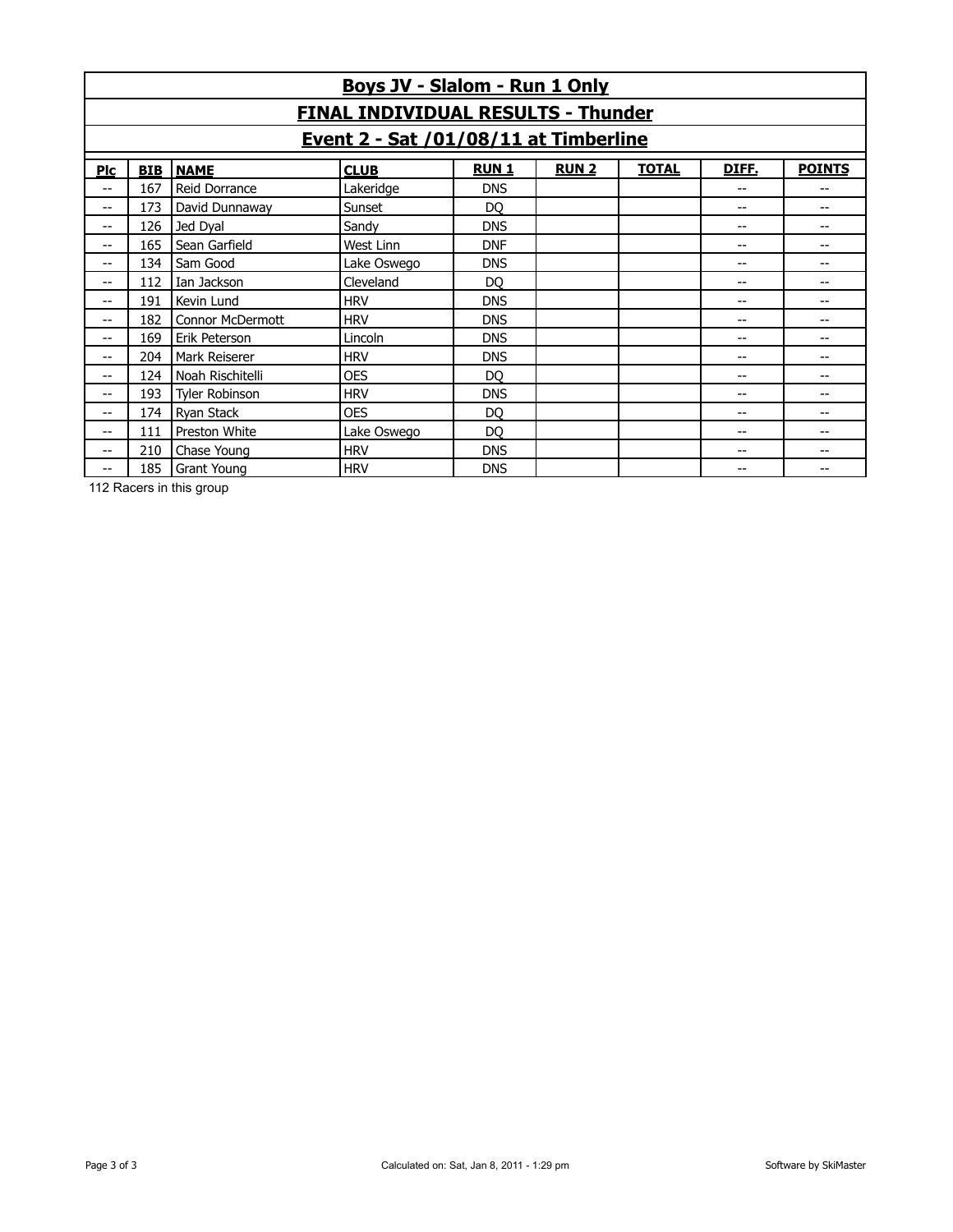## Boys JV - Slalom - Run 1 Only

## FINAL INDIVIDUAL RESULTS - Thunder

## Event 2 - Sat /01/08/11 at Timberline

| Plc | BIB | NAME | CLUB | RUN 1 | RUN 2 | TOTAL | DIFF. | POINTS |
|---|---|---|---|---|---|---|---|---|
| -- | 167 | Reid Dorrance | Lakeridge | DNS | | | -- | -- |
| -- | 173 | David Dunnaway | Sunset | DQ | | | -- | -- |
| -- | 126 | Jed Dyal | Sandy | DNS | | | -- | -- |
| -- | 165 | Sean Garfield | West Linn | DNF | | | -- | -- |
| -- | 134 | Sam Good | Lake Oswego | DNS | | | -- | -- |
| -- | 112 | Ian Jackson | Cleveland | DQ | | | -- | -- |
| -- | 191 | Kevin Lund | HRV | DNS | | | -- | -- |
| -- | 182 | Connor McDermott | HRV | DNS | | | -- | -- |
| -- | 169 | Erik Peterson | Lincoln | DNS | | | -- | -- |
| -- | 204 | Mark Reiserer | HRV | DNS | | | -- | -- |
| -- | 124 | Noah Rischitelli | OES | DQ | | | -- | -- |
| -- | 193 | Tyler Robinson | HRV | DNS | | | -- | -- |
| -- | 174 | Ryan Stack | OES | DQ | | | -- | -- |
| -- | 111 | Preston White | Lake Oswego | DQ | | | -- | -- |
| -- | 210 | Chase Young | HRV | DNS | | | -- | -- |
| -- | 185 | Grant Young | HRV | DNS | | | -- | -- |

112 Racers in this group

Calculated on: Sat, Jan 8, 2011 - 1:29 pm

Software by SkiMaster